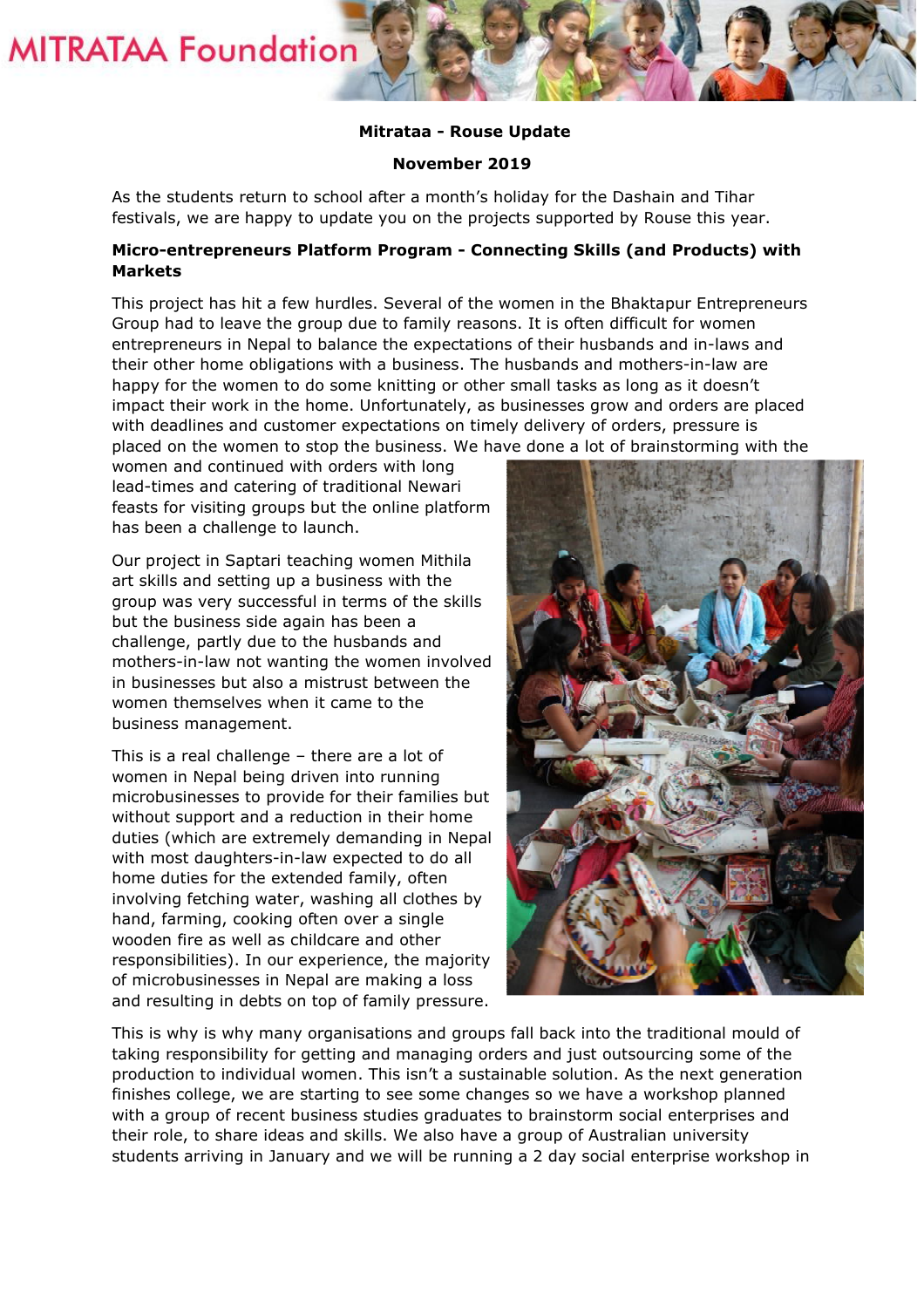MITRATAA Foundation

**Mitrataa - Rouse Update**

**November 2019**

As the students return to school after a month's holiday for the Dashain and Tihar festivals, we are happy to update you on the projects supported by Rouse this year.

**Micro-entrepreneurs Platform Program - Connecting Skills (and Products) with Markets**

This project has hit a few hurdles. Several of the women in the Bhaktapur Entrepreneurs Group had to leave the group due to family reasons. It is often difficult for women entrepreneurs in Nepal to balance the expectations of their husbands and in-laws and their other home obligations with a business. The husbands and mothers-in-law are happy for the women to do some knitting or other small tasks as long as it doesn't impact their work in the home. Unfortunately, as businesses grow and orders are placed with deadlines and customer expectations on timely delivery of orders, pressure is placed on the women to stop the business. We have done a lot of brainstorming with the women and continued with orders with long lead-times and catering of traditional Newari feasts for visiting groups but the online platform has been a challenge to launch.

Our project in Saptari teaching women Mithila art skills and setting up a business with the group was very successful in terms of the skills but the business side again has been a challenge, partly due to the husbands and mothers-in-law not wanting the women involved in businesses but also a mistrust between the women themselves when it came to the business management.

This is a real challenge – there are a lot of women in Nepal being driven into running microbusinesses to provide for their families but without support and a reduction in their home duties (which are extremely demanding in Nepal with most daughters-in-law expected to do all home duties for the extended family, often involving fetching water, washing all clothes by hand, farming, cooking often over a single wooden fire as well as childcare and other responsibilities). In our experience, the majority of microbusinesses in Nepal are making a loss and resulting in debts on top of family pressure.

This is why is why many organisations and groups fall back into the traditional mould of taking responsibility for getting and managing orders and just outsourcing some of the production to individual women. This isn't a sustainable solution. As the next generation finishes college, we are starting to see some changes so we have a workshop planned with a group of recent business studies graduates to brainstorm social enterprises and their role, to share ideas and skills. We also have a group of Australian university students arriving in January and we will be running a 2 day social enterprise workshop in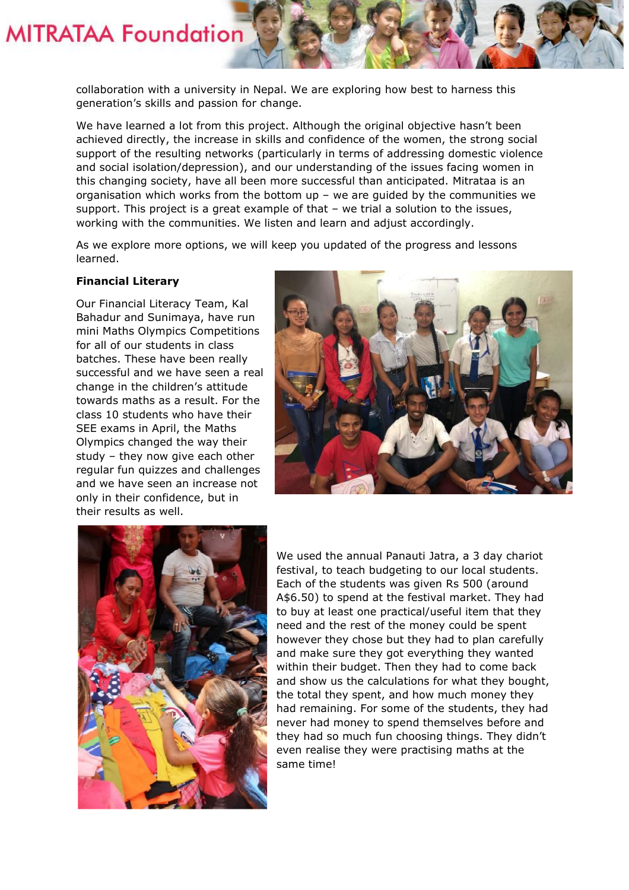collaboration with a university in Nepal. We are exploring how best to harness this generation's skills and passion for change.

We have learned a lot from this project. Although the original objective hasn't been achieved directly, the increase in skills and confidence of the women, the strong social support of the resulting networks (particularly in terms of addressing domestic violence and social isolation/depression), and our understanding of the issues facing women in this changing society, have all been more successful than anticipated. Mitrataa is an organisation which works from the bottom up – we are guided by the communities we support. This project is a great example of that – we trial a solution to the issues, working with the communities. We listen and learn and adjust accordingly.

As we explore more options, we will keep you updated of the progress and lessons learned.

**Financial Literary**

Our Financial Literacy Team, Kal Bahadur and Sunimaya, have run mini Maths Olympics Competitions for all of our students in class batches. These have been really successful and we have seen a real change in the children's attitude towards maths as a result. For the class 10 students who have their SEE exams in April, the Maths Olympics changed the way their study – they now give each other regular fun quizzes and challenges and we have seen an increase not only in their confidence, but in their results as well.

We used the annual Panauti Jatra, a 3 day chariot festival, to teach budgeting to our local students. Each of the students was given Rs 500 (around A$6.50) to spend at the festival market. They had to buy at least one practical/useful item that they need and the rest of the money could be spent however they chose but they had to plan carefully and make sure they got everything they wanted within their budget. Then they had to come back and show us the calculations for what they bought, the total they spent, and how much money they had remaining. For some of the students, they had never had money to spend themselves before and they had so much fun choosing things. They didn't even realise they were practising maths at the same time!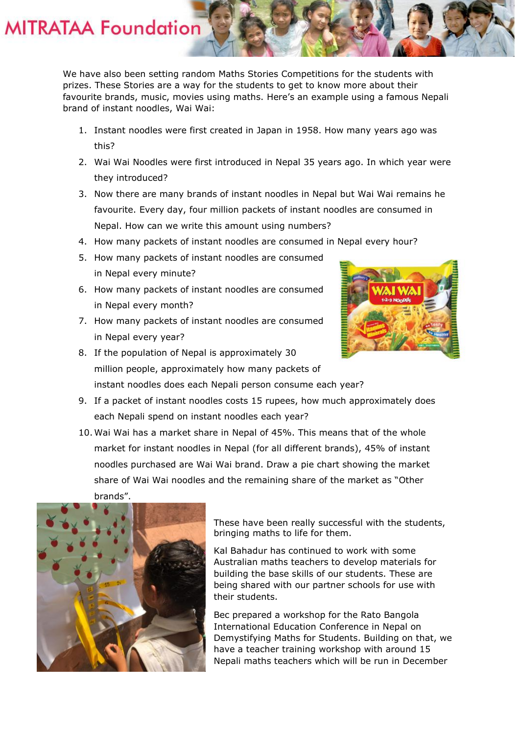We have also been setting random Maths Stories Competitions for the students with prizes. These Stories are a way for the students to get to know more about their favourite brands, music, movies using maths. Here's an example using a famous Nepali brand of instant noodles, Wai Wai:

1. Instant noodles were first created in Japan in 1958. How many years ago was this?
2. Wai Wai Noodles were first introduced in Nepal 35 years ago. In which year were they introduced?
3. Now there are many brands of instant noodles in Nepal but Wai Wai remains he favourite. Every day, four million packets of instant noodles are consumed in Nepal. How can we write this amount using numbers?
4. How many packets of instant noodles are consumed in Nepal every hour?
5. How many packets of instant noodles are consumed in Nepal every minute?
6. How many packets of instant noodles are consumed in Nepal every month?
7. How many packets of instant noodles are consumed in Nepal every year?
8. If the population of Nepal is approximately 30 million people, approximately how many packets of instant noodles does each Nepali person consume each year?
9. If a packet of instant noodles costs 15 rupees, how much approximately does each Nepali spend on instant noodles each year?
10. Wai Wai has a market share in Nepal of 45%. This means that of the whole market for instant noodles in Nepal (for all different brands), 45% of instant noodles purchased are Wai Wai brand. Draw a pie chart showing the market share of Wai Wai noodles and the remaining share of the market as "Other brands".

These have been really successful with the students, bringing maths to life for them.

Kal Bahadur has continued to work with some Australian maths teachers to develop materials for building the base skills of our students. These are being shared with our partner schools for use with their students.

Bec prepared a workshop for the Rato Bangola International Education Conference in Nepal on Demystifying Maths for Students. Building on that, we have a teacher training workshop with around 15 Nepali maths teachers which will be run in December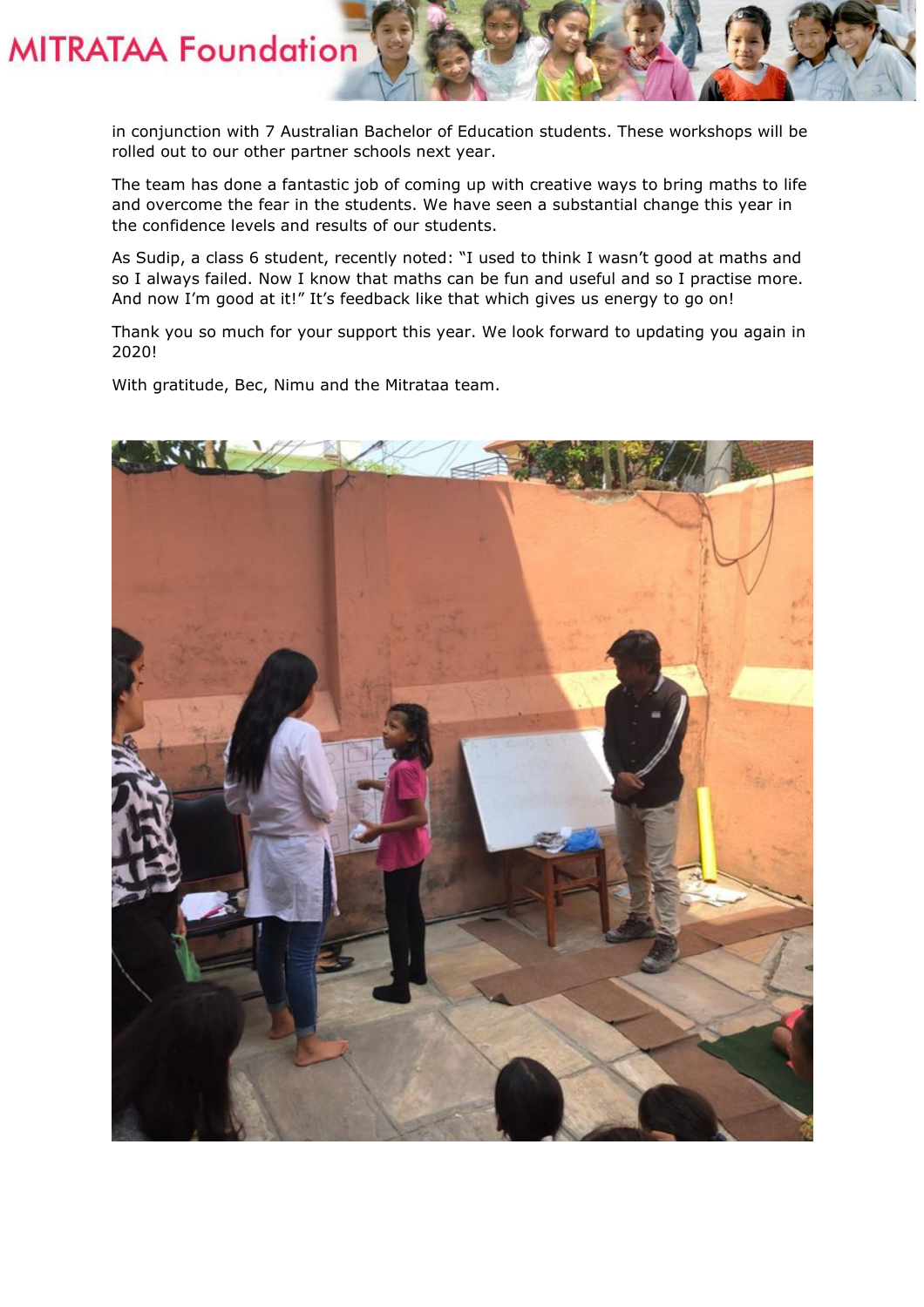in conjunction with 7 Australian Bachelor of Education students. These workshops will be rolled out to our other partner schools next year.

The team has done a fantastic job of coming up with creative ways to bring maths to life and overcome the fear in the students. We have seen a substantial change this year in the confidence levels and results of our students.

As Sudip, a class 6 student, recently noted: "I used to think I wasn't good at maths and so I always failed. Now I know that maths can be fun and useful and so I practise more. And now I'm good at it!" It's feedback like that which gives us energy to go on!

Thank you so much for your support this year. We look forward to updating you again in 2020!

With gratitude, Bec, Nimu and the Mitrataa team.